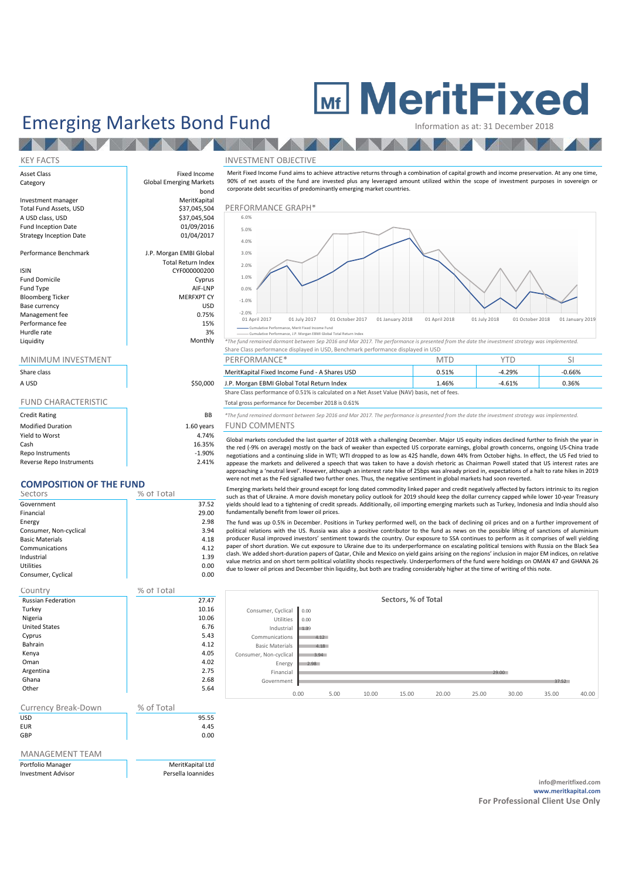# Emerging Markets Bond Fund

**MeritFixed**

Information as at: 31 December 2018

## KEY FACTS

| | |
|---|---|
| Asset Class | Fixed Income |
| Category | Global Emerging Markets bond |
| Investment manager | MeritKapital |
| Total Fund Assets, USD | $37,045,504 |
| A USD class, USD | $37,045,504 |
| Fund Inception Date | 01/09/2016 |
| Strategy Inception Date | 01/04/2017 |
| Performance Benchmark | J.P. Morgan EMBI Global Total Return Index |
| ISIN | CYF000000200 |
| Fund Domicile | Cyprus |
| Fund Type | AIF-LNP |
| Bloomberg Ticker | MERFXPT CY |
| Base currency | USD |
| Management fee | 0.75% |
| Performance fee | 15% |
| Hurdle rate | 3% |
| Liquidity | Monthly |

## MINIMUM INVESTMENT

| Share class | |
|---|---|
| A USD | $50,000 |

## FUND CHARACTERISTIC

| | |
|---|---|
| Credit Rating | BB |
| Modified Duration | 1.60 years |
| Yield to Worst | 4.74% |
| Cash | 16.35% |
| Repo Instruments | -1.90% |
| Reverse Repo Instruments | 2.41% |

## COMPOSITION OF THE FUND

| Sectors | % of Total |
|---|---|
| Government | 37.52 |
| Financial | 29.00 |
| Energy | 2.98 |
| Consumer, Non-cyclical | 3.94 |
| Basic Materials | 4.18 |
| Communications | 4.12 |
| Industrial | 1.39 |
| Utilities | 0.00 |
| Consumer, Cyclical | 0.00 |

| Country | % of Total |
|---|---|
| Russian Federation | 27.47 |
| Turkey | 10.16 |
| Nigeria | 10.06 |
| United States | 6.76 |
| Cyprus | 5.43 |
| Bahrain | 4.12 |
| Kenya | 4.05 |
| Oman | 4.02 |
| Argentina | 2.75 |
| Ghana | 2.68 |
| Other | 5.64 |

| Currency Break-Down | % of Total |
|---|---|
| USD | 95.55 |
| EUR | 4.45 |
| GBP | 0.00 |

## MANAGEMENT TEAM

| | |
|---|---|
| Portfolio Manager | MeritKapital Ltd |
| Investment Advisor | Persella Ioannides |

## INVESTMENT OBJECTIVE

Merit Fixed Income Fund aims to achieve attractive returns through a combination of capital growth and income preservation. At any one time, 90% of net assets of the fund are invested plus any leveraged amount utilized within the scope of investment purposes in sovereign or corporate debt securities of predominantly emerging market countries.

## PERFORMANCE GRAPH*

Cumulative Performance, Merit Fixed Income Fund
Cumulative Performance, J.P. Morgan EMBI Global Total Return Index

*The fund remained dormant between Sep 2016 and Mar 2017. The performance is presented from the date the investment strategy was implemented.
Share Class performance displayed in USD, Benchmark performance displayed in USD

| PERFORMANCE* | MTD | YTD | SI |
|---|---|---|---|
| MeritKapital Fixed Income Fund - A Shares USD | 0.51% | -4.29% | -0.66% |
| J.P. Morgan EMBI Global Total Return Index | 1.46% | -4.61% | 0.36% |

Share Class performance of 0.51% is calculated on a Net Asset Value (NAV) basis, net of fees.

Total gross performance for December 2018 is 0.61%

*The fund remained dormant between Sep 2016 and Mar 2017. The performance is presented from the date the investment strategy was implemented.

## FUND COMMENTS

Global markets concluded the last quarter of 2018 with a challenging December. Major US equity indices declined further to finish the year in the red (-9% on average) mostly on the back of weaker than expected US corporate earnings, global growth concerns, ongoing US-China trade negotiations and a continuing slide in WTI; WTI dropped to as low as 42$ handle, down 44% from October highs. In effect, the US Fed tried to appease the markets and delivered a speech that was taken to have a dovish rhetoric as Chairman Powell stated that US interest rates are approaching a 'neutral level'. However, although an interest rate hike of 25bps was already priced in, expectations of a halt to rate hikes in 2019 were not met as the Fed signalled two further ones. Thus, the negative sentiment in global markets had soon reverted.

Emerging markets held their ground except for long dated commodity linked paper and credit negatively affected by factors intrinsic to its region such as that of Ukraine. A more dovish monetary policy outlook for 2019 should keep the dollar currency capped while lower 10-year Treasury yields should lead to a tightening of credit spreads. Additionally, oil importing emerging markets such as Turkey, Indonesia and India should also fundamentally benefit from lower oil prices.

The fund was up 0.5% in December. Positions in Turkey performed well, on the back of declining oil prices and on a further improvement of political relations with the US. Russia was also a positive contributor to the fund as news on the possible lifting of sanctions of aluminium producer Rusal improved investors' sentiment towards the country. Our exposure to SSA continues to perform as it comprises of well yielding paper of short duration. We cut exposure to Ukraine due to its underperformance on escalating political tensions with Russia on the Black Sea clash. We added short-duration papers of Qatar, Chile and Mexico on yield gains arising on the regions' inclusion in major EM indices, on relative value metrics and on short term political volatility shocks respectively. Underperformers of the fund were holdings on OMAN 47 and GHANA 26 due to lower oil prices and December thin liquidity, but both are trading considerably higher at the time of writing of this note.

**Sectors, % of Total**

| Sector | % of Total |
|---|---|
| Consumer, Cyclical | 0.00 |
| Utilities | 0.00 |
| Industrial | 1.39 |
| Communications | 4.12 |
| Basic Materials | 4.18 |
| Consumer, Non-cyclical | 3.94 |
| Energy | 2.98 |
| Financial | 29.00 |
| Government | 37.52 |

info@meritfixed.com
www.meritkapital.com
**For Professional Client Use Only**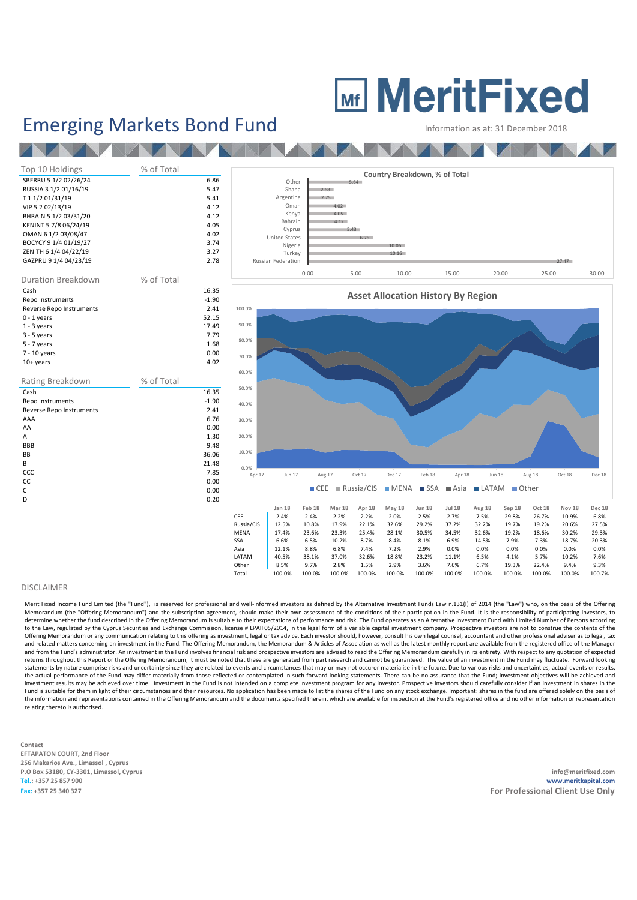# MeritFixed

## Emerging Markets Bond Fund

Information as at: 31 December 2018

| Top 10 Holdings | % of Total |
|---|---|
| SBERRU 5 1/2 02/26/24 | 6.86 |
| RUSSIA 3 1/2 01/16/19 | 5.47 |
| T 1 1/2 01/31/19 | 5.41 |
| VIP 5.2 02/13/19 | 4.12 |
| BHRAIN 5 1/2 03/31/20 | 4.12 |
| KENINT 5 7/8 06/24/19 | 4.05 |
| OMAN 6 1/2 03/08/47 | 4.02 |
| BOCYCY 9 1/4 01/19/27 | 3.74 |
| ZENITH 6 1/4 04/22/19 | 3.27 |
| GAZPRU 9 1/4 04/23/19 | 2.78 |

| Duration Breakdown | % of Total |
|---|---|
| Cash | 16.35 |
| Repo Instruments | -1.90 |
| Reverse Repo Instruments | 2.41 |
| 0 - 1 years | 52.15 |
| 1 - 3 years | 17.49 |
| 3 - 5 years | 7.79 |
| 5 - 7 years | 1.68 |
| 7 - 10 years | 0.00 |
| 10+ years | 4.02 |

| Rating Breakdown | % of Total |
|---|---|
| Cash | 16.35 |
| Repo Instruments | -1.90 |
| Reverse Repo Instruments | 2.41 |
| AAA | 6.76 |
| AA | 0.00 |
| A | 1.30 |
| BBB | 9.48 |
| BB | 36.06 |
| B | 21.48 |
| CCC | 7.85 |
| CC | 0.00 |
| C | 0.00 |
| D | 0.20 |

**Country Breakdown, % of Total**

Other 5.64
Ghana 2.68
Argentina 2.75
Oman 4.02
Kenya 4.05
Bahrain 4.12
Cyprus 5.43
United States 6.76
Nigeria 10.06
Turkey 10.16
Russian Federation 27.47

0.00 5.00 10.00 15.00 20.00 25.00 30.00

**Asset Allocation History By Region**

100.0% 90.0% 80.0% 70.0% 60.0% 50.0% 40.0% 30.0% 20.0% 10.0% 0.0%

Apr 17 Jun 17 Aug 17 Oct 17 Dec 17 Feb 18 Apr 18 Jun 18 Aug 18 Oct 18 Dec 18

CEE Russia/CIS MENA SSA Asia LATAM Other

| | Jan 18 | Feb 18 | Mar 18 | Apr 18 | May 18 | Jun 18 | Jul 18 | Aug 18 | Sep 18 | Oct 18 | Nov 18 | Dec 18 |
|---|---|---|---|---|---|---|---|---|---|---|---|---|
| CEE | 2.4% | 2.4% | 2.2% | 2.2% | 2.0% | 2.5% | 2.7% | 7.5% | 29.8% | 26.7% | 10.9% | 6.8% |
| Russia/CIS | 12.5% | 10.8% | 17.9% | 22.1% | 32.6% | 29.2% | 37.2% | 32.2% | 19.7% | 19.2% | 20.6% | 27.5% |
| MENA | 17.4% | 23.6% | 23.3% | 25.4% | 28.1% | 30.5% | 34.5% | 32.6% | 19.2% | 18.6% | 30.2% | 29.3% |
| SSA | 6.6% | 6.5% | 10.2% | 8.7% | 8.4% | 8.1% | 6.9% | 14.5% | 7.9% | 7.3% | 18.7% | 20.3% |
| Asia | 12.1% | 8.8% | 6.8% | 7.4% | 7.2% | 2.9% | 0.0% | 0.0% | 0.0% | 0.0% | 0.0% | 0.0% |
| LATAM | 40.5% | 38.1% | 37.0% | 32.6% | 18.8% | 23.2% | 11.1% | 6.5% | 4.1% | 5.7% | 10.2% | 7.6% |
| Other | 8.5% | 9.7% | 2.8% | 1.5% | 2.9% | 3.6% | 7.6% | 6.7% | 19.3% | 22.4% | 9.4% | 9.3% |
| Total | 100.0% | 100.0% | 100.0% | 100.0% | 100.0% | 100.0% | 100.0% | 100.0% | 100.0% | 100.0% | 100.0% | 100.7% |

## DISCLAIMER

Merit Fixed Income Fund Limited (the "Fund"), is reserved for professional and well-informed investors as defined by the Alternative Investment Funds Law n.131(I) of 2014 (the "Law") who, on the basis of the Offering Memorandum (the "Offering Memorandum") and the subscription agreement, should make their own assessment of the conditions of their participation in the Fund. It is the responsibility of participating investors, to determine whether the fund described in the Offering Memorandum is suitable to their expectations of performance and risk. The Fund operates as an Alternative Investment Fund with Limited Number of Persons according to the Law, regulated by the Cyprus Securities and Exchange Commission, license # LPAIF05/2014, in the legal form of a variable capital investment company. Prospective investors are not to construe the contents of the Offering Memorandum or any communication relating to this offering as investment, legal or tax advice. Each investor should, however, consult his own legal counsel, accountant and other professional adviser as to legal, tax and related matters concerning an investment in the Fund. The Offering Memorandum, the Memorandum & Articles of Association as well as the latest monthly report are available free of charge from the registered office of the Manager and from the Fund's administrator. An investment in the Fund involves financial risk and prospective investors are advised to read the Offering Memorandum carefully in its entirety. With respect to any quotation of expected returns throughout this Report or the Offering Memorandum, it must be noted that these are generated from part research and cannot be guaranteed. The value of an investment in the Fund may fluctuate. Forward looking statements by nature comprise risks and uncertainty since they are related to events and circumstances that may or may not occuror materialise in the future. Due to various risks and uncertainties, actual events or results, the actual performance of the Fund may differ materially from those reflected or contemplated in such forward looking statements. There can be no assurance that the Fund; investment objectives will be achieved and investment results may be achieved over time. Investment in the Fund is not intended on a complete investment program for any investor. Prospective investors should carefully consider if an investment in shares in the Fund is suitable for them in light of their circumstances and their resources. No application has been made to list the shares of the Fund on any stock exchange. Important: shares in the fund are offered solely on the basis of the information and representations contained in the Offering Memorandum and the documents specified therein, which are available for inspection at the Fund's registered office and no other information or representation relating thereto is authorised.

**Contact**
**EFTAPATON COURT, 2nd Floor**
**256 Makarios Ave., Limassol , Cyprus**
**P.O Box 53180, CY-3301, Limassol, Cyprus**
**Tel.: +357 25 857 900**
**Fax: +357 25 340 327**

**info@meritfixed.com**
**www.meritkapital.com**
**For Professional Client Use Only**